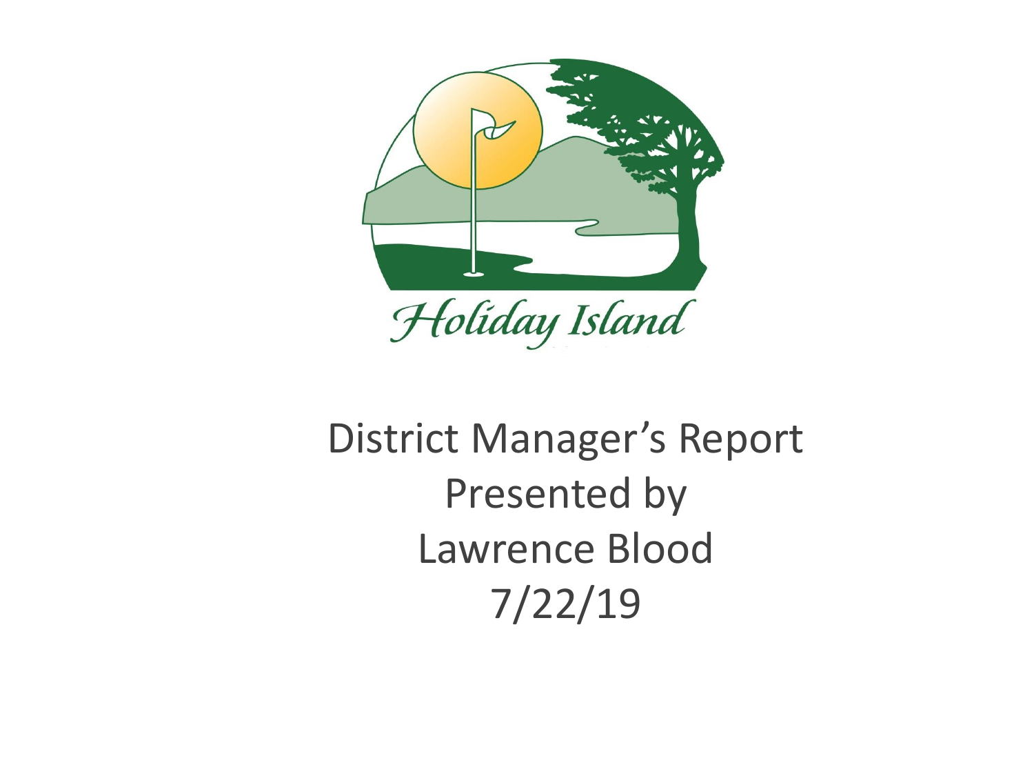Holiday Island

# District Manager's Report

Presented by

Lawrence Blood

7/22/19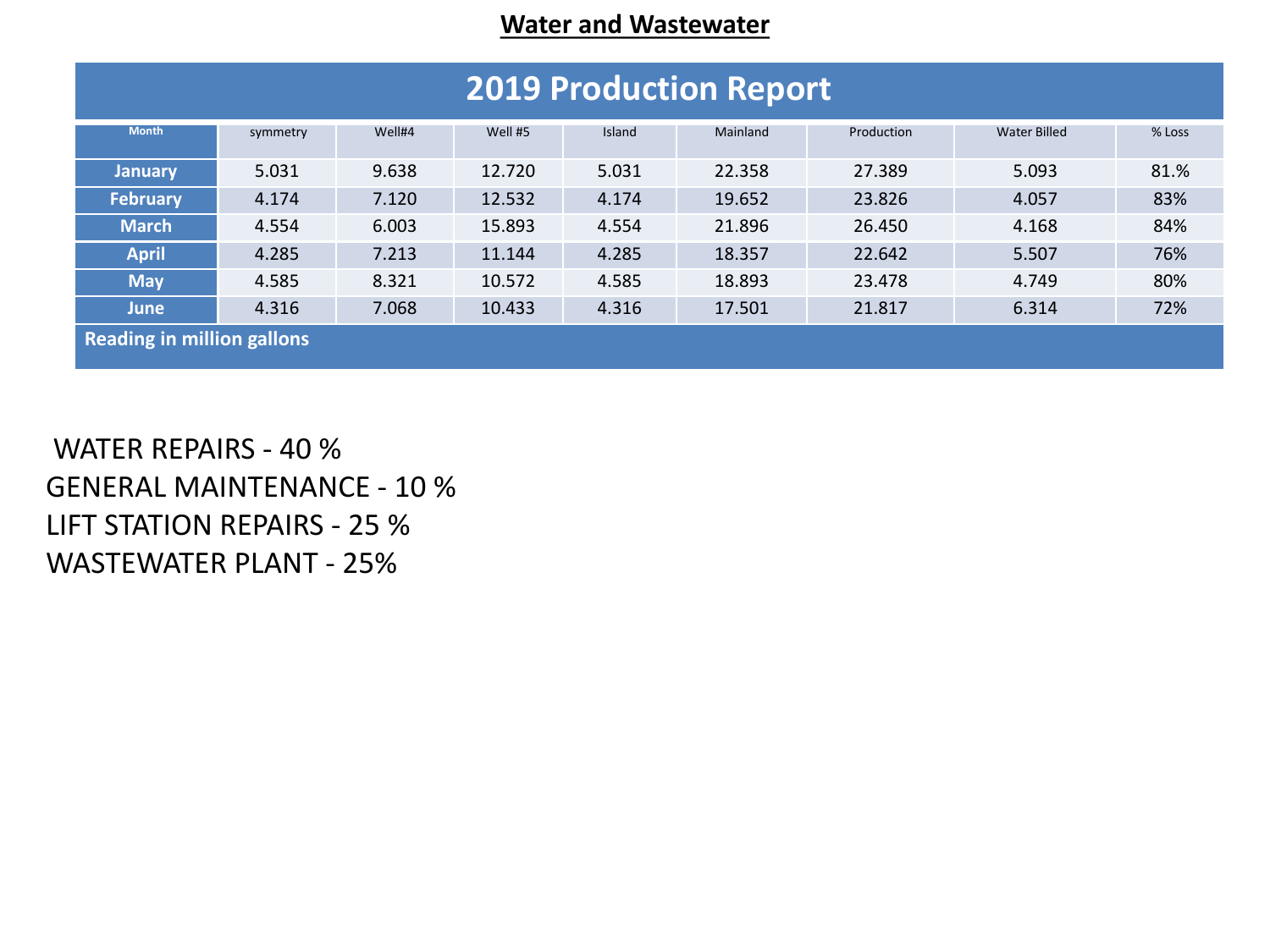# Water and Wastewater

## 2019 Production Report

| Month | symmetry | Well#4 | Well #5 | Island | Mainland | Production | Water Billed | % Loss |
|---|---|---|---|---|---|---|---|---|
| January | 5.031 | 9.638 | 12.720 | 5.031 | 22.358 | 27.389 | 5.093 | 81.% |
| February | 4.174 | 7.120 | 12.532 | 4.174 | 19.652 | 23.826 | 4.057 | 83% |
| March | 4.554 | 6.003 | 15.893 | 4.554 | 21.896 | 26.450 | 4.168 | 84% |
| April | 4.285 | 7.213 | 11.144 | 4.285 | 18.357 | 22.642 | 5.507 | 76% |
| May | 4.585 | 8.321 | 10.572 | 4.585 | 18.893 | 23.478 | 4.749 | 80% |
| June | 4.316 | 7.068 | 10.433 | 4.316 | 17.501 | 21.817 | 6.314 | 72% |

**Reading in million gallons**

WATER REPAIRS - 40 %
GENERAL MAINTENANCE - 10 %
LIFT STATION REPAIRS - 25 %
WASTEWATER PLANT - 25%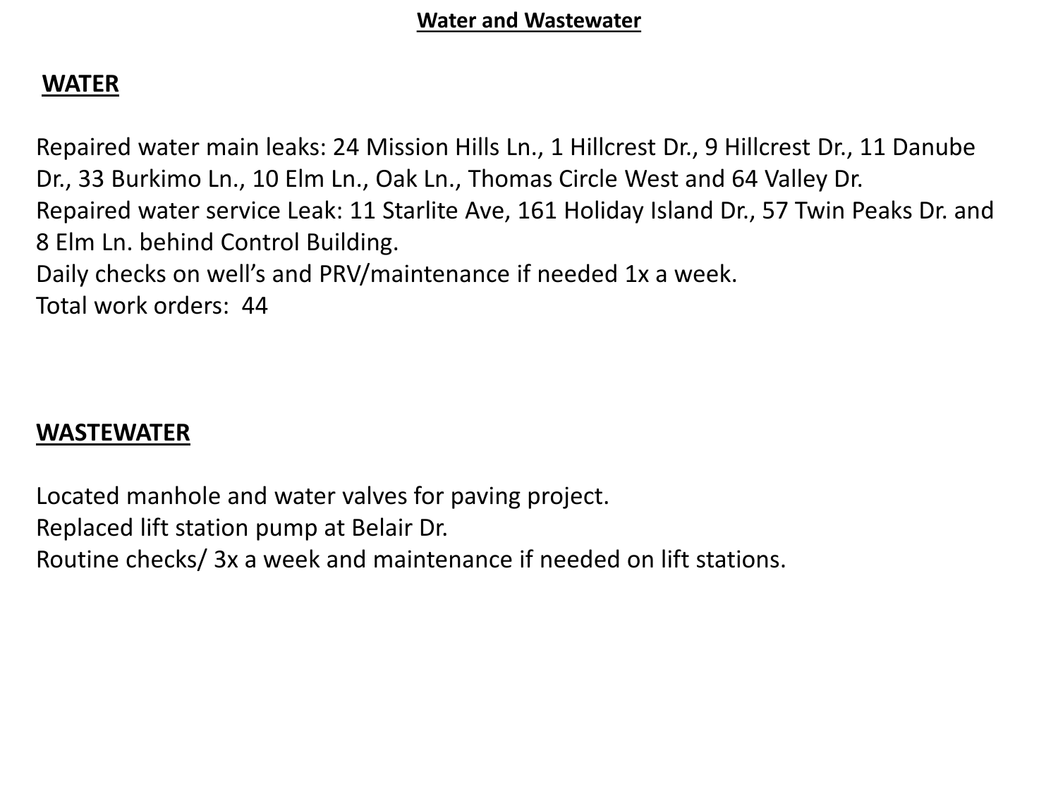# Water and Wastewater

## WATER

Repaired water main leaks: 24 Mission Hills Ln., 1 Hillcrest Dr., 9 Hillcrest Dr., 11 Danube Dr., 33 Burkimo Ln., 10 Elm Ln., Oak Ln., Thomas Circle West and 64 Valley Dr.
Repaired water service Leak: 11 Starlite Ave, 161 Holiday Island Dr., 57 Twin Peaks Dr. and 8 Elm Ln. behind Control Building.
Daily checks on well's and PRV/maintenance if needed 1x a week.
Total work orders: 44

## WASTEWATER

Located manhole and water valves for paving project.
Replaced lift station pump at Belair Dr.
Routine checks/ 3x a week and maintenance if needed on lift stations.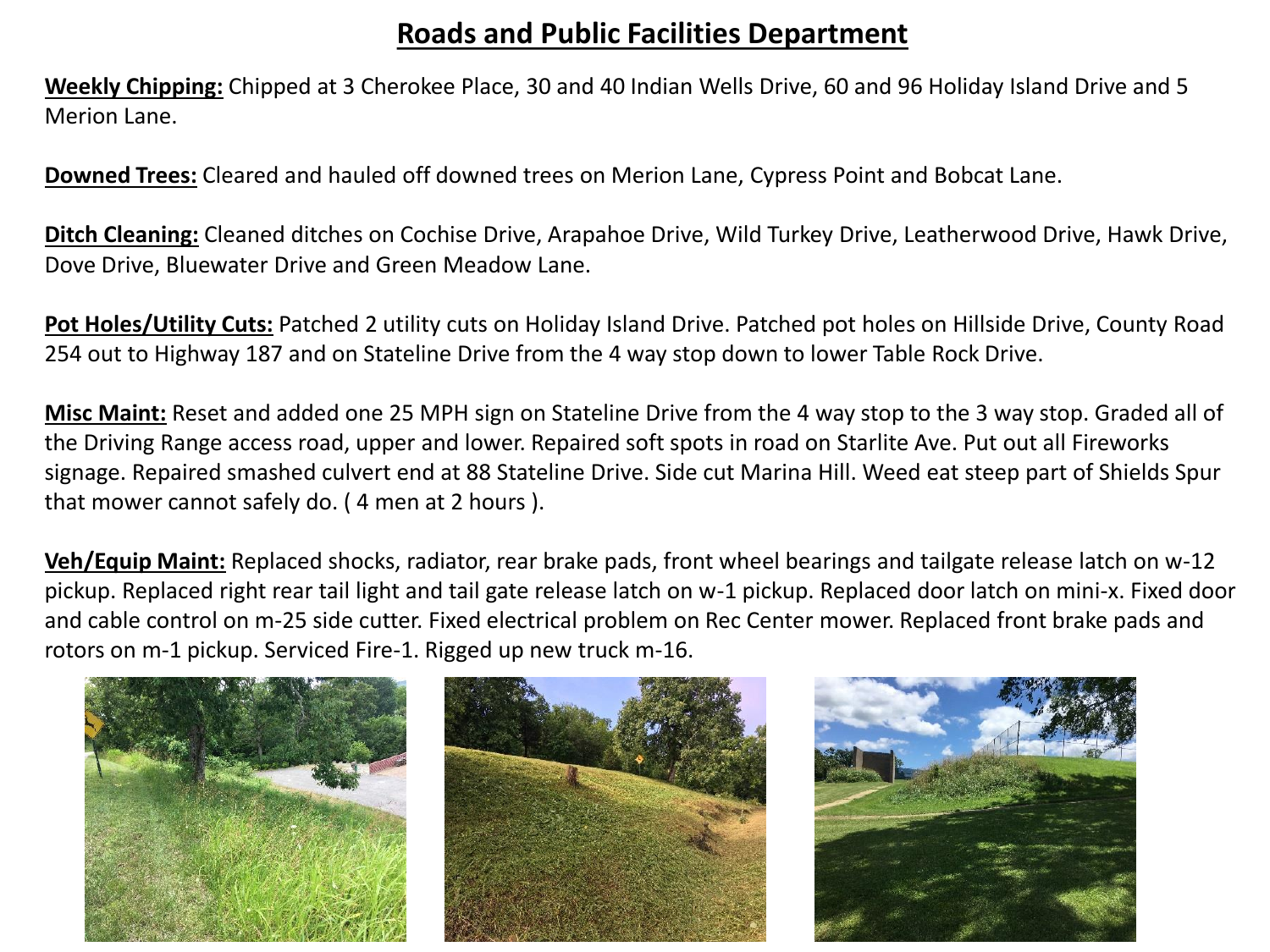# Roads and Public Facilities Department

**Weekly Chipping:** Chipped at 3 Cherokee Place, 30 and 40 Indian Wells Drive, 60 and 96 Holiday Island Drive and 5 Merion Lane.

**Downed Trees:** Cleared and hauled off downed trees on Merion Lane, Cypress Point and Bobcat Lane.

**Ditch Cleaning:** Cleaned ditches on Cochise Drive, Arapahoe Drive, Wild Turkey Drive, Leatherwood Drive, Hawk Drive, Dove Drive, Bluewater Drive and Green Meadow Lane.

**Pot Holes/Utility Cuts:** Patched 2 utility cuts on Holiday Island Drive. Patched pot holes on Hillside Drive, County Road 254 out to Highway 187 and on Stateline Drive from the 4 way stop down to lower Table Rock Drive.

**Misc Maint:** Reset and added one 25 MPH sign on Stateline Drive from the 4 way stop to the 3 way stop. Graded all of the Driving Range access road, upper and lower. Repaired soft spots in road on Starlite Ave. Put out all Fireworks signage. Repaired smashed culvert end at 88 Stateline Drive. Side cut Marina Hill. Weed eat steep part of Shields Spur that mower cannot safely do. ( 4 men at 2 hours ).

**Veh/Equip Maint:** Replaced shocks, radiator, rear brake pads, front wheel bearings and tailgate release latch on w-12 pickup. Replaced right rear tail light and tail gate release latch on w-1 pickup. Replaced door latch on mini-x. Fixed door and cable control on m-25 side cutter. Fixed electrical problem on Rec Center mower. Replaced front brake pads and rotors on m-1 pickup. Serviced Fire-1. Rigged up new truck m-16.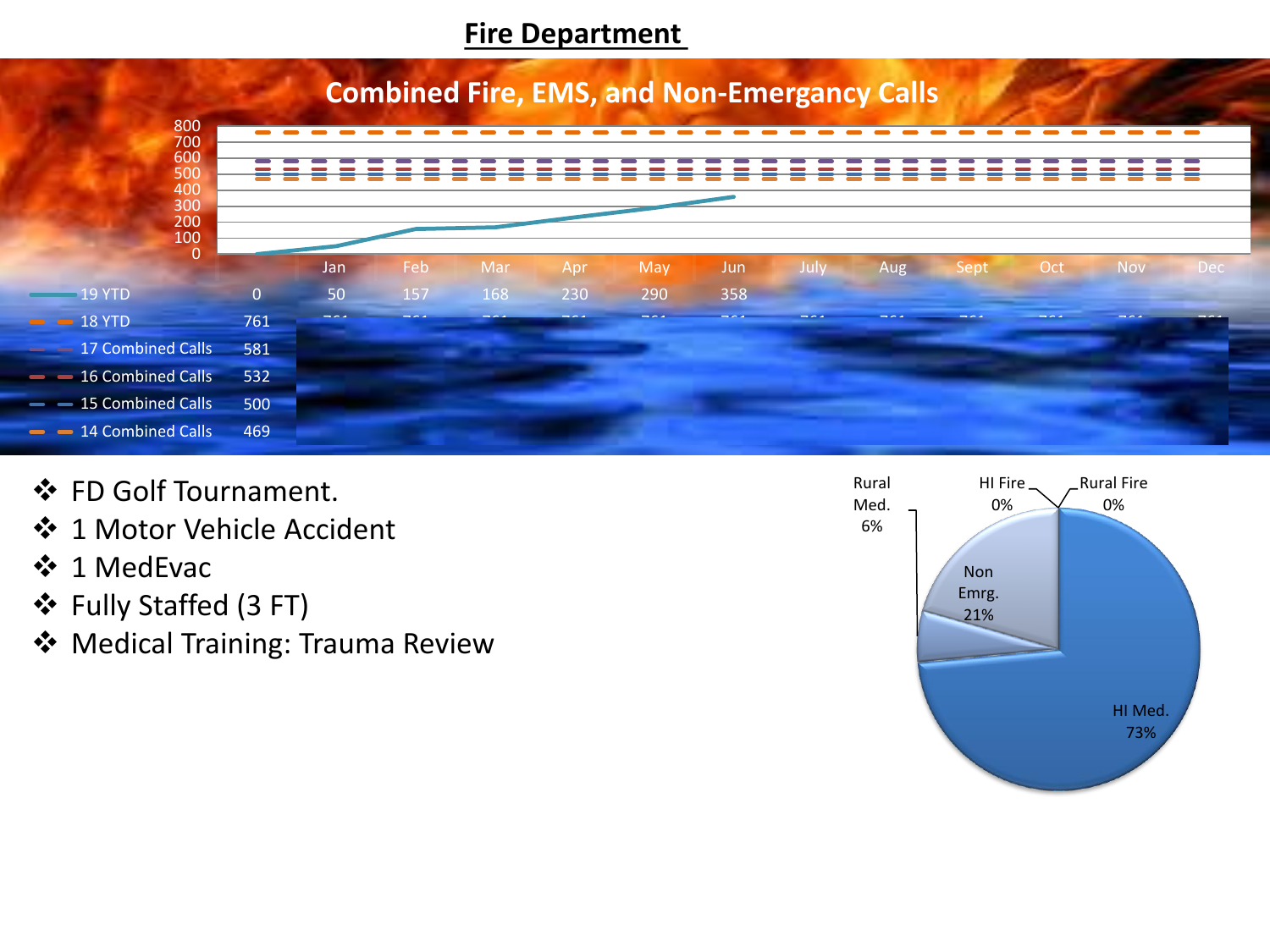# Fire Department

## Combined Fire, EMS, and Non-Emergancy Calls

| | | Jan | Feb | Mar | Apr | May | Jun | July | Aug | Sept | Oct | Nov | Dec |
|---|---|---|---|---|---|---|---|---|---|---|---|---|---|
| 19 YTD | 0 | 50 | 157 | 168 | 230 | 290 | 358 | | | | | | |
| 18 YTD | 761 | | | | | | | | | | | | |
| 17 Combined Calls | 581 | | | | | | | | | | | | |
| 16 Combined Calls | 532 | | | | | | | | | | | | |
| 15 Combined Calls | 500 | | | | | | | | | | | | |
| 14 Combined Calls | 469 | | | | | | | | | | | | |

- FD Golf Tournament.
- 1 Motor Vehicle Accident
- 1 MedEvac
- Fully Staffed (3 FT)
- Medical Training: Trauma Review

| Category | Percent |
|---|---|
| HI Med. | 73% |
| Non Emrg. | 21% |
| Rural Med. | 6% |
| HI Fire | 0% |
| Rural Fire | 0% |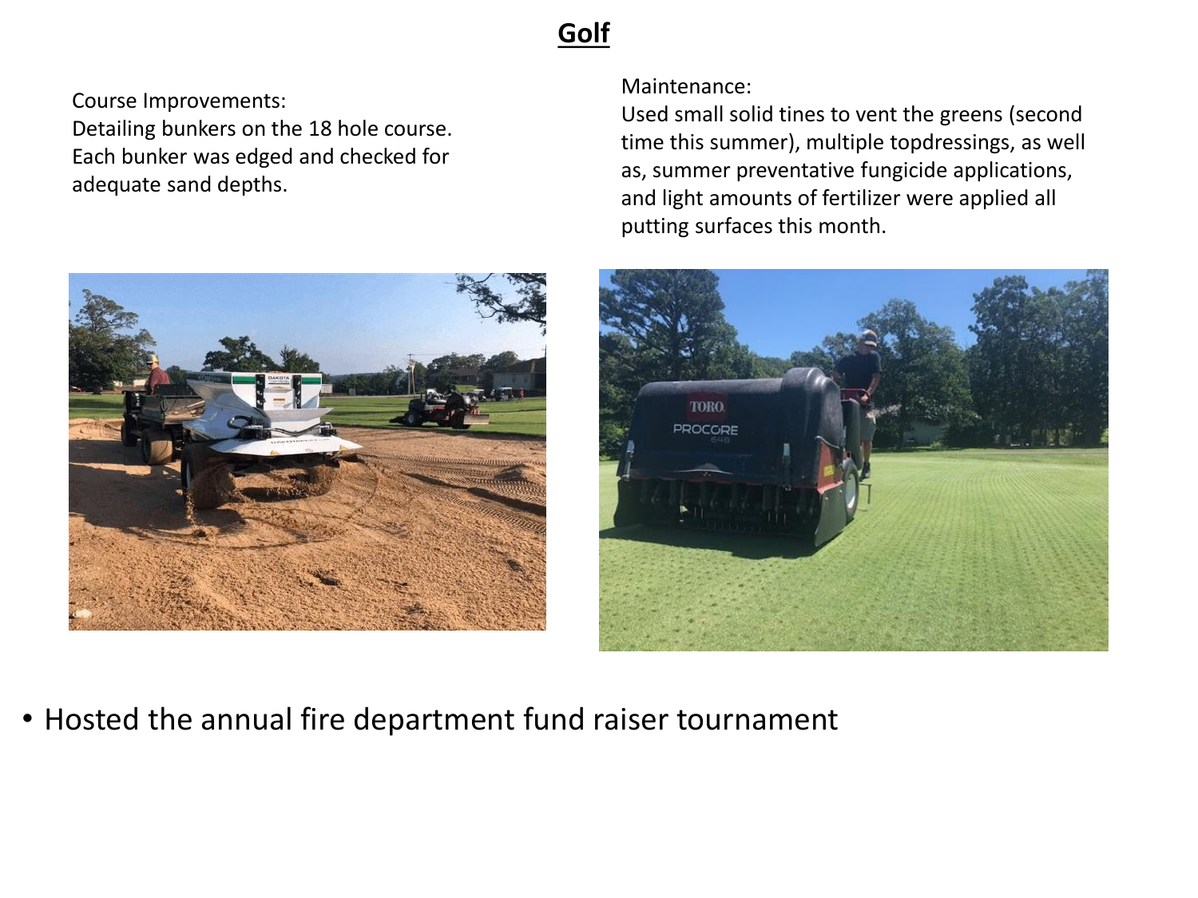# Golf

Course Improvements:
Detailing bunkers on the 18 hole course. Each bunker was edged and checked for adequate sand depths.

Maintenance:
Used small solid tines to vent the greens (second time this summer), multiple topdressings, as well as, summer preventative fungicide applications, and light amounts of fertilizer were applied all putting surfaces this month.

- Hosted the annual fire department fund raiser tournament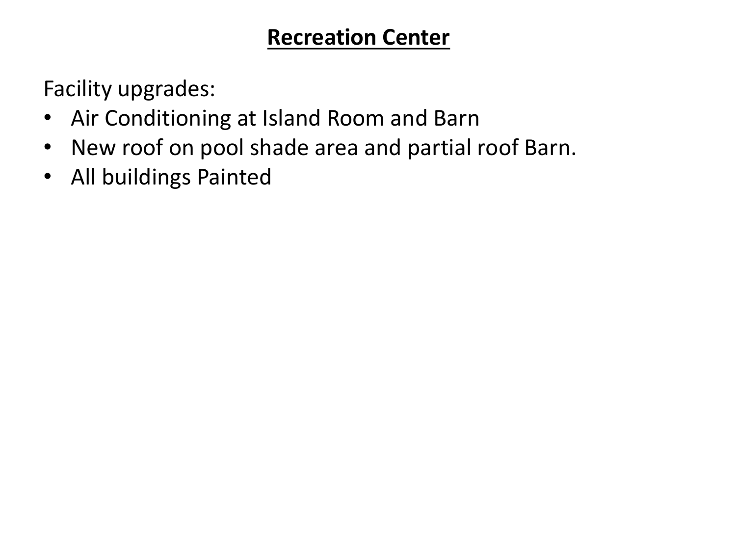# **Recreation Center**

Facility upgrades:

- Air Conditioning at Island Room and Barn
- New roof on pool shade area and partial roof Barn.
- All buildings Painted